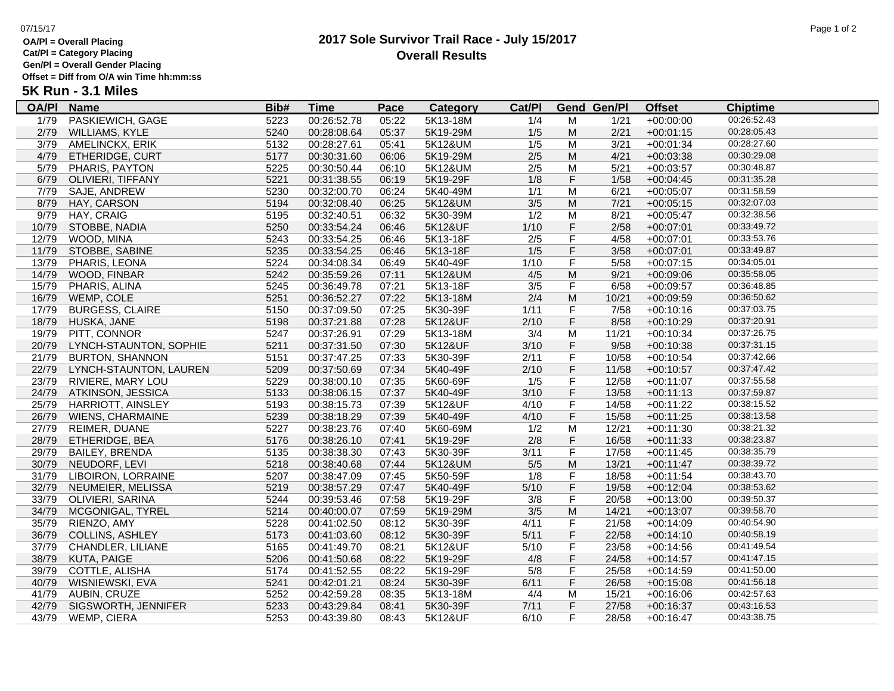# 2017 Sole Survivor Trail Race - July 15/2017

## Overall Results

07/15/17

**OA/Pl = Overall Placing**
**Cat/Pl = Category Placing**
**Gen/Pl = Overall Gender Placing**
**Offset = Diff from O/A win Time hh:mm:ss**

### 5K Run - 3.1 Miles

| OA/Pl | Name | Bib# | Time | Pace | Category | Cat/Pl | Gend | Gen/Pl | Offset | Chiptime |
|---|---|---|---|---|---|---|---|---|---|---|
| 1/79 | PASKIEWICH, GAGE | 5223 | 00:26:52.78 | 05:22 | 5K13-18M | 1/4 | M | 1/21 | +00:00:00 | 00:26:52.43 |
| 2/79 | WILLIAMS, KYLE | 5240 | 00:28:08.64 | 05:37 | 5K19-29M | 1/5 | M | 2/21 | +00:01:15 | 00:28:05.43 |
| 3/79 | AMELINCKX, ERIK | 5132 | 00:28:27.61 | 05:41 | 5K12&UM | 1/5 | M | 3/21 | +00:01:34 | 00:28:27.60 |
| 4/79 | ETHERIDGE, CURT | 5177 | 00:30:31.60 | 06:06 | 5K19-29M | 2/5 | M | 4/21 | +00:03:38 | 00:30:29.08 |
| 5/79 | PHARIS, PAYTON | 5225 | 00:30:50.44 | 06:10 | 5K12&UM | 2/5 | M | 5/21 | +00:03:57 | 00:30:48.87 |
| 6/79 | OLIVIERI, TIFFANY | 5221 | 00:31:38.55 | 06:19 | 5K19-29F | 1/8 | F | 1/58 | +00:04:45 | 00:31:35.28 |
| 7/79 | SAJE, ANDREW | 5230 | 00:32:00.70 | 06:24 | 5K40-49M | 1/1 | M | 6/21 | +00:05:07 | 00:31:58.59 |
| 8/79 | HAY, CARSON | 5194 | 00:32:08.40 | 06:25 | 5K12&UM | 3/5 | M | 7/21 | +00:05:15 | 00:32:07.03 |
| 9/79 | HAY, CRAIG | 5195 | 00:32:40.51 | 06:32 | 5K30-39M | 1/2 | M | 8/21 | +00:05:47 | 00:32:38.56 |
| 10/79 | STOBBE, NADIA | 5250 | 00:33:54.24 | 06:46 | 5K12&UF | 1/10 | F | 2/58 | +00:07:01 | 00:33:49.72 |
| 12/79 | WOOD, MINA | 5243 | 00:33:54.25 | 06:46 | 5K13-18F | 2/5 | F | 4/58 | +00:07:01 | 00:33:53.76 |
| 11/79 | STOBBE, SABINE | 5235 | 00:33:54.25 | 06:46 | 5K13-18F | 1/5 | F | 3/58 | +00:07:01 | 00:33:49.87 |
| 13/79 | PHARIS, LEONA | 5224 | 00:34:08.34 | 06:49 | 5K40-49F | 1/10 | F | 5/58 | +00:07:15 | 00:34:05.01 |
| 14/79 | WOOD, FINBAR | 5242 | 00:35:59.26 | 07:11 | 5K12&UM | 4/5 | M | 9/21 | +00:09:06 | 00:35:58.05 |
| 15/79 | PHARIS, ALINA | 5245 | 00:36:49.78 | 07:21 | 5K13-18F | 3/5 | F | 6/58 | +00:09:57 | 00:36:48.85 |
| 16/79 | WEMP, COLE | 5251 | 00:36:52.27 | 07:22 | 5K13-18M | 2/4 | M | 10/21 | +00:09:59 | 00:36:50.62 |
| 17/79 | BURGESS, CLAIRE | 5150 | 00:37:09.50 | 07:25 | 5K30-39F | 1/11 | F | 7/58 | +00:10:16 | 00:37:03.75 |
| 18/79 | HUSKA, JANE | 5198 | 00:37:21.88 | 07:28 | 5K12&UF | 2/10 | F | 8/58 | +00:10:29 | 00:37:20.91 |
| 19/79 | PITT, CONNOR | 5247 | 00:37:26.91 | 07:29 | 5K13-18M | 3/4 | M | 11/21 | +00:10:34 | 00:37:26.75 |
| 20/79 | LYNCH-STAUNTON, SOPHIE | 5211 | 00:37:31.50 | 07:30 | 5K12&UF | 3/10 | F | 9/58 | +00:10:38 | 00:37:31.15 |
| 21/79 | BURTON, SHANNON | 5151 | 00:37:47.25 | 07:33 | 5K30-39F | 2/11 | F | 10/58 | +00:10:54 | 00:37:42.66 |
| 22/79 | LYNCH-STAUNTON, LAUREN | 5209 | 00:37:50.69 | 07:34 | 5K40-49F | 2/10 | F | 11/58 | +00:10:57 | 00:37:47.42 |
| 23/79 | RIVIERE, MARY LOU | 5229 | 00:38:00.10 | 07:35 | 5K60-69F | 1/5 | F | 12/58 | +00:11:07 | 00:37:55.58 |
| 24/79 | ATKINSON, JESSICA | 5133 | 00:38:06.15 | 07:37 | 5K40-49F | 3/10 | F | 13/58 | +00:11:13 | 00:37:59.87 |
| 25/79 | HARRIOTT, AINSLEY | 5193 | 00:38:15.73 | 07:39 | 5K12&UF | 4/10 | F | 14/58 | +00:11:22 | 00:38:15.52 |
| 26/79 | WIENS, CHARMAINE | 5239 | 00:38:18.29 | 07:39 | 5K40-49F | 4/10 | F | 15/58 | +00:11:25 | 00:38:13.58 |
| 27/79 | REIMER, DUANE | 5227 | 00:38:23.76 | 07:40 | 5K60-69M | 1/2 | M | 12/21 | +00:11:30 | 00:38:21.32 |
| 28/79 | ETHERIDGE, BEA | 5176 | 00:38:26.10 | 07:41 | 5K19-29F | 2/8 | F | 16/58 | +00:11:33 | 00:38:23.87 |
| 29/79 | BAILEY, BRENDA | 5135 | 00:38:38.30 | 07:43 | 5K30-39F | 3/11 | F | 17/58 | +00:11:45 | 00:38:35.79 |
| 30/79 | NEUDORF, LEVI | 5218 | 00:38:40.68 | 07:44 | 5K12&UM | 5/5 | M | 13/21 | +00:11:47 | 00:38:39.72 |
| 31/79 | LIBOIRON, LORRAINE | 5207 | 00:38:47.09 | 07:45 | 5K50-59F | 1/8 | F | 18/58 | +00:11:54 | 00:38:43.70 |
| 32/79 | NEUMEIER, MELISSA | 5219 | 00:38:57.29 | 07:47 | 5K40-49F | 5/10 | F | 19/58 | +00:12:04 | 00:38:53.62 |
| 33/79 | OLIVIERI, SARINA | 5244 | 00:39:53.46 | 07:58 | 5K19-29F | 3/8 | F | 20/58 | +00:13:00 | 00:39:50.37 |
| 34/79 | MCGONIGAL, TYREL | 5214 | 00:40:00.07 | 07:59 | 5K19-29M | 3/5 | M | 14/21 | +00:13:07 | 00:39:58.70 |
| 35/79 | RIENZO, AMY | 5228 | 00:41:02.50 | 08:12 | 5K30-39F | 4/11 | F | 21/58 | +00:14:09 | 00:40:54.90 |
| 36/79 | COLLINS, ASHLEY | 5173 | 00:41:03.60 | 08:12 | 5K30-39F | 5/11 | F | 22/58 | +00:14:10 | 00:40:58.19 |
| 37/79 | CHANDLER, LILIANE | 5165 | 00:41:49.70 | 08:21 | 5K12&UF | 5/10 | F | 23/58 | +00:14:56 | 00:41:49.54 |
| 38/79 | KUTA, PAIGE | 5206 | 00:41:50.68 | 08:22 | 5K19-29F | 4/8 | F | 24/58 | +00:14:57 | 00:41:47.15 |
| 39/79 | COTTLE, ALISHA | 5174 | 00:41:52.55 | 08:22 | 5K19-29F | 5/8 | F | 25/58 | +00:14:59 | 00:41:50.00 |
| 40/79 | WISNIEWSKI, EVA | 5241 | 00:42:01.21 | 08:24 | 5K30-39F | 6/11 | F | 26/58 | +00:15:08 | 00:41:56.18 |
| 41/79 | AUBIN, CRUZE | 5252 | 00:42:59.28 | 08:35 | 5K13-18M | 4/4 | M | 15/21 | +00:16:06 | 00:42:57.63 |
| 42/79 | SIGSWORTH, JENNIFER | 5233 | 00:43:29.84 | 08:41 | 5K30-39F | 7/11 | F | 27/58 | +00:16:37 | 00:43:16.53 |
| 43/79 | WEMP, CIERA | 5253 | 00:43:39.80 | 08:43 | 5K12&UF | 6/10 | F | 28/58 | +00:16:47 | 00:43:38.75 |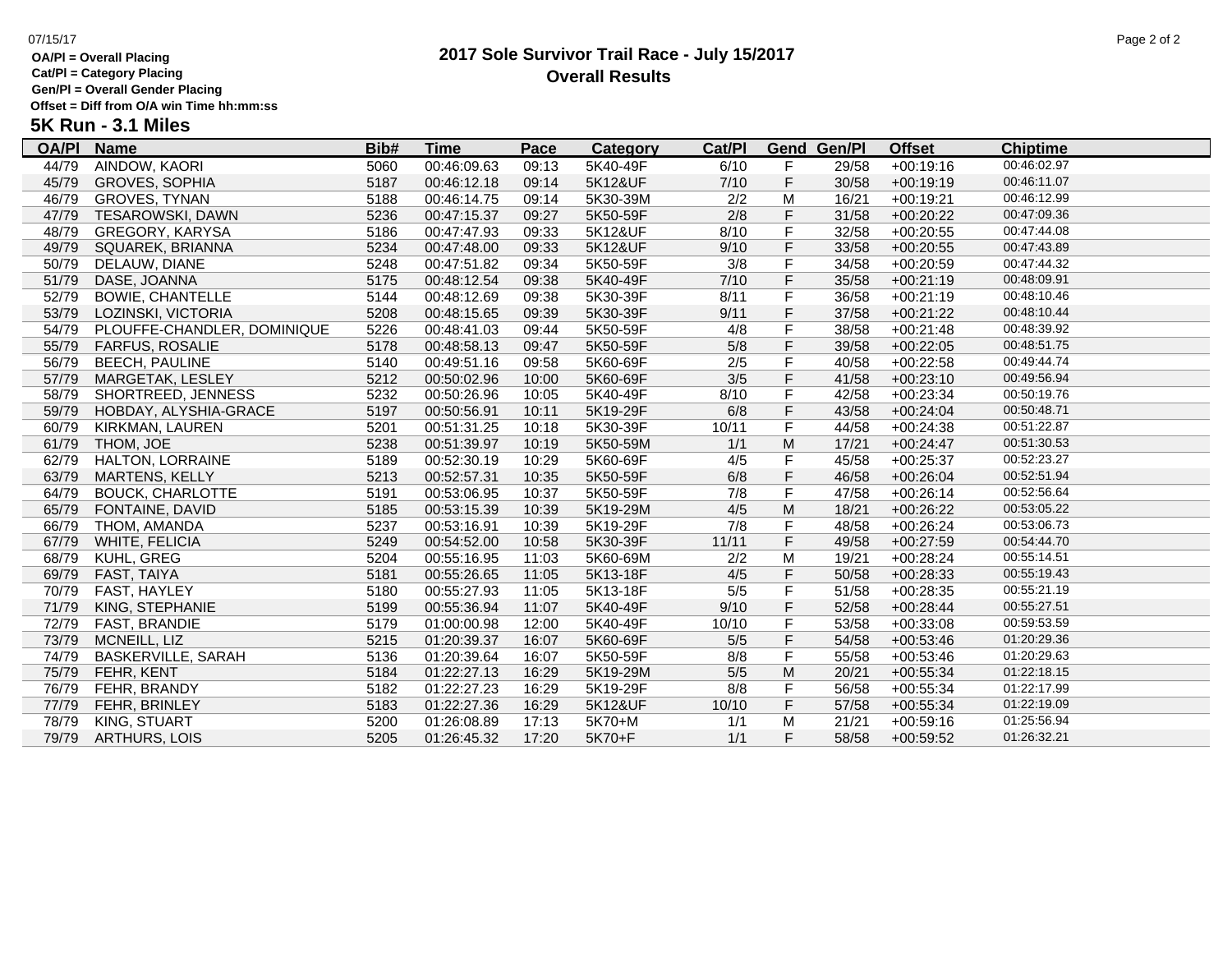**OA/Pl = Overall Placing**
**Cat/Pl = Category Placing**
**Gen/Pl = Overall Gender Placing**
**Offset = Diff from O/A win Time hh:mm:ss**

# 2017 Sole Survivor Trail Race - July 15/2017
## Overall Results

### 5K Run - 3.1 Miles

| OA/Pl | Name | Bib# | Time | Pace | Category | Cat/Pl | Gend | Gen/Pl | Offset | Chiptime |
|---|---|---|---|---|---|---|---|---|---|---|
| 44/79 | AINDOW, KAORI | 5060 | 00:46:09.63 | 09:13 | 5K40-49F | 6/10 | F | 29/58 | +00:19:16 | 00:46:02.97 |
| 45/79 | GROVES, SOPHIA | 5187 | 00:46:12.18 | 09:14 | 5K12&UF | 7/10 | F | 30/58 | +00:19:19 | 00:46:11.07 |
| 46/79 | GROVES, TYNAN | 5188 | 00:46:14.75 | 09:14 | 5K30-39M | 2/2 | M | 16/21 | +00:19:21 | 00:46:12.99 |
| 47/79 | TESAROWSKI, DAWN | 5236 | 00:47:15.37 | 09:27 | 5K50-59F | 2/8 | F | 31/58 | +00:20:22 | 00:47:09.36 |
| 48/79 | GREGORY, KARYSA | 5186 | 00:47:47.93 | 09:33 | 5K12&UF | 8/10 | F | 32/58 | +00:20:55 | 00:47:44.08 |
| 49/79 | SQUAREK, BRIANNA | 5234 | 00:47:48.00 | 09:33 | 5K12&UF | 9/10 | F | 33/58 | +00:20:55 | 00:47:43.89 |
| 50/79 | DELAUW, DIANE | 5248 | 00:47:51.82 | 09:34 | 5K50-59F | 3/8 | F | 34/58 | +00:20:59 | 00:47:44.32 |
| 51/79 | DASE, JOANNA | 5175 | 00:48:12.54 | 09:38 | 5K40-49F | 7/10 | F | 35/58 | +00:21:19 | 00:48:09.91 |
| 52/79 | BOWIE, CHANTELLE | 5144 | 00:48:12.69 | 09:38 | 5K30-39F | 8/11 | F | 36/58 | +00:21:19 | 00:48:10.46 |
| 53/79 | LOZINSKI, VICTORIA | 5208 | 00:48:15.65 | 09:39 | 5K30-39F | 9/11 | F | 37/58 | +00:21:22 | 00:48:10.44 |
| 54/79 | PLOUFFE-CHANDLER, DOMINIQUE | 5226 | 00:48:41.03 | 09:44 | 5K50-59F | 4/8 | F | 38/58 | +00:21:48 | 00:48:39.92 |
| 55/79 | FARFUS, ROSALIE | 5178 | 00:48:58.13 | 09:47 | 5K50-59F | 5/8 | F | 39/58 | +00:22:05 | 00:48:51.75 |
| 56/79 | BEECH, PAULINE | 5140 | 00:49:51.16 | 09:58 | 5K60-69F | 2/5 | F | 40/58 | +00:22:58 | 00:49:44.74 |
| 57/79 | MARGETAK, LESLEY | 5212 | 00:50:02.96 | 10:00 | 5K60-69F | 3/5 | F | 41/58 | +00:23:10 | 00:49:56.94 |
| 58/79 | SHORTREED, JENNESS | 5232 | 00:50:26.96 | 10:05 | 5K40-49F | 8/10 | F | 42/58 | +00:23:34 | 00:50:19.76 |
| 59/79 | HOBDAY, ALYSHIA-GRACE | 5197 | 00:50:56.91 | 10:11 | 5K19-29F | 6/8 | F | 43/58 | +00:24:04 | 00:50:48.71 |
| 60/79 | KIRKMAN, LAUREN | 5201 | 00:51:31.25 | 10:18 | 5K30-39F | 10/11 | F | 44/58 | +00:24:38 | 00:51:22.87 |
| 61/79 | THOM, JOE | 5238 | 00:51:39.97 | 10:19 | 5K50-59M | 1/1 | M | 17/21 | +00:24:47 | 00:51:30.53 |
| 62/79 | HALTON, LORRAINE | 5189 | 00:52:30.19 | 10:29 | 5K60-69F | 4/5 | F | 45/58 | +00:25:37 | 00:52:23.27 |
| 63/79 | MARTENS, KELLY | 5213 | 00:52:57.31 | 10:35 | 5K50-59F | 6/8 | F | 46/58 | +00:26:04 | 00:52:51.94 |
| 64/79 | BOUCK, CHARLOTTE | 5191 | 00:53:06.95 | 10:37 | 5K50-59F | 7/8 | F | 47/58 | +00:26:14 | 00:52:56.64 |
| 65/79 | FONTAINE, DAVID | 5185 | 00:53:15.39 | 10:39 | 5K19-29M | 4/5 | M | 18/21 | +00:26:22 | 00:53:05.22 |
| 66/79 | THOM, AMANDA | 5237 | 00:53:16.91 | 10:39 | 5K19-29F | 7/8 | F | 48/58 | +00:26:24 | 00:53:06.73 |
| 67/79 | WHITE, FELICIA | 5249 | 00:54:52.00 | 10:58 | 5K30-39F | 11/11 | F | 49/58 | +00:27:59 | 00:54:44.70 |
| 68/79 | KUHL, GREG | 5204 | 00:55:16.95 | 11:03 | 5K60-69M | 2/2 | M | 19/21 | +00:28:24 | 00:55:14.51 |
| 69/79 | FAST, TAIYA | 5181 | 00:55:26.65 | 11:05 | 5K13-18F | 4/5 | F | 50/58 | +00:28:33 | 00:55:19.43 |
| 70/79 | FAST, HAYLEY | 5180 | 00:55:27.93 | 11:05 | 5K13-18F | 5/5 | F | 51/58 | +00:28:35 | 00:55:21.19 |
| 71/79 | KING, STEPHANIE | 5199 | 00:55:36.94 | 11:07 | 5K40-49F | 9/10 | F | 52/58 | +00:28:44 | 00:55:27.51 |
| 72/79 | FAST, BRANDIE | 5179 | 01:00:00.98 | 12:00 | 5K40-49F | 10/10 | F | 53/58 | +00:33:08 | 00:59:53.59 |
| 73/79 | MCNEILL, LIZ | 5215 | 01:20:39.37 | 16:07 | 5K60-69F | 5/5 | F | 54/58 | +00:53:46 | 01:20:29.36 |
| 74/79 | BASKERVILLE, SARAH | 5136 | 01:20:39.64 | 16:07 | 5K50-59F | 8/8 | F | 55/58 | +00:53:46 | 01:20:29.63 |
| 75/79 | FEHR, KENT | 5184 | 01:22:27.13 | 16:29 | 5K19-29M | 5/5 | M | 20/21 | +00:55:34 | 01:22:18.15 |
| 76/79 | FEHR, BRANDY | 5182 | 01:22:27.23 | 16:29 | 5K19-29F | 8/8 | F | 56/58 | +00:55:34 | 01:22:17.99 |
| 77/79 | FEHR, BRINLEY | 5183 | 01:22:27.36 | 16:29 | 5K12&UF | 10/10 | F | 57/58 | +00:55:34 | 01:22:19.09 |
| 78/79 | KING, STUART | 5200 | 01:26:08.89 | 17:13 | 5K70+M | 1/1 | M | 21/21 | +00:59:16 | 01:25:56.94 |
| 79/79 | ARTHURS, LOIS | 5205 | 01:26:45.32 | 17:20 | 5K70+F | 1/1 | F | 58/58 | +00:59:52 | 01:26:32.21 |